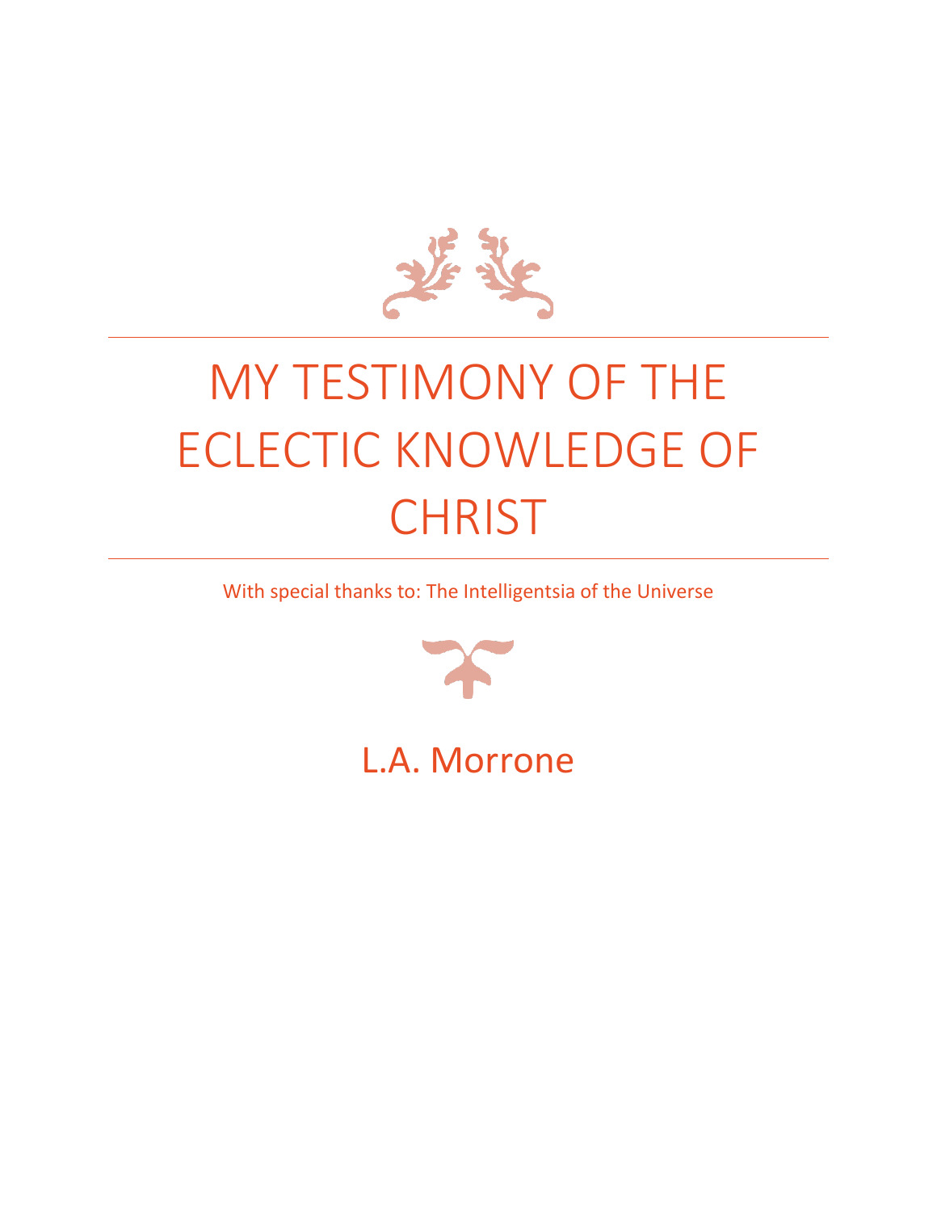# MY TESTIMONY OF THE ECLECTIC KNOWLEDGE OF CHRIST

With special thanks to: The Intelligentsia of the Universe

L.A. Morrone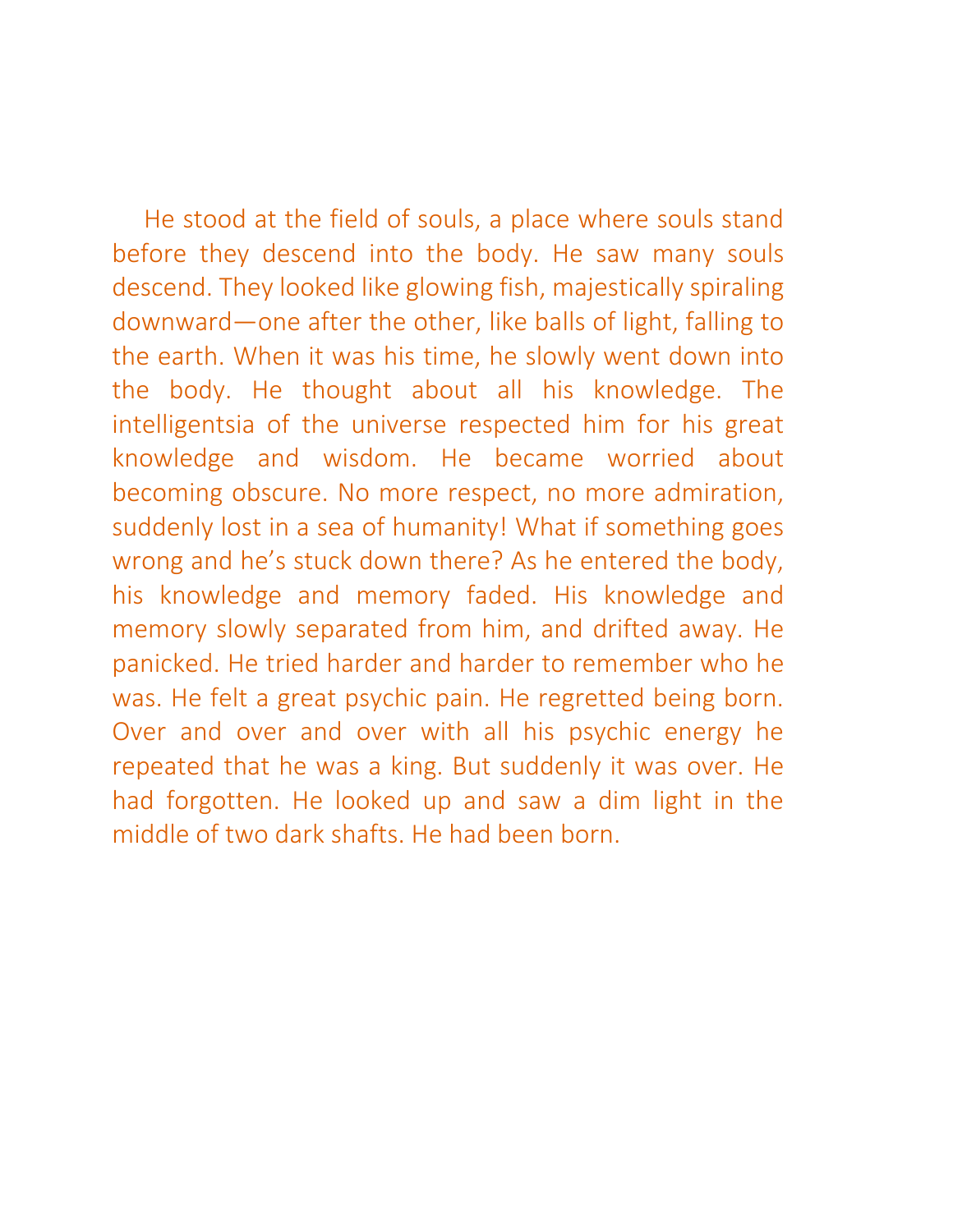He stood at the field of souls, a place where souls stand before they descend into the body. He saw many souls descend. They looked like glowing fish, majestically spiraling downward—one after the other, like balls of light, falling to the earth. When it was his time, he slowly went down into the body. He thought about all his knowledge. The intelligentsia of the universe respected him for his great knowledge and wisdom. He became worried about becoming obscure. No more respect, no more admiration, suddenly lost in a sea of humanity! What if something goes wrong and he's stuck down there? As he entered the body, his knowledge and memory faded. His knowledge and memory slowly separated from him, and drifted away. He panicked. He tried harder and harder to remember who he was. He felt a great psychic pain. He regretted being born. Over and over and over with all his psychic energy he repeated that he was a king. But suddenly it was over. He had forgotten. He looked up and saw a dim light in the middle of two dark shafts. He had been born.